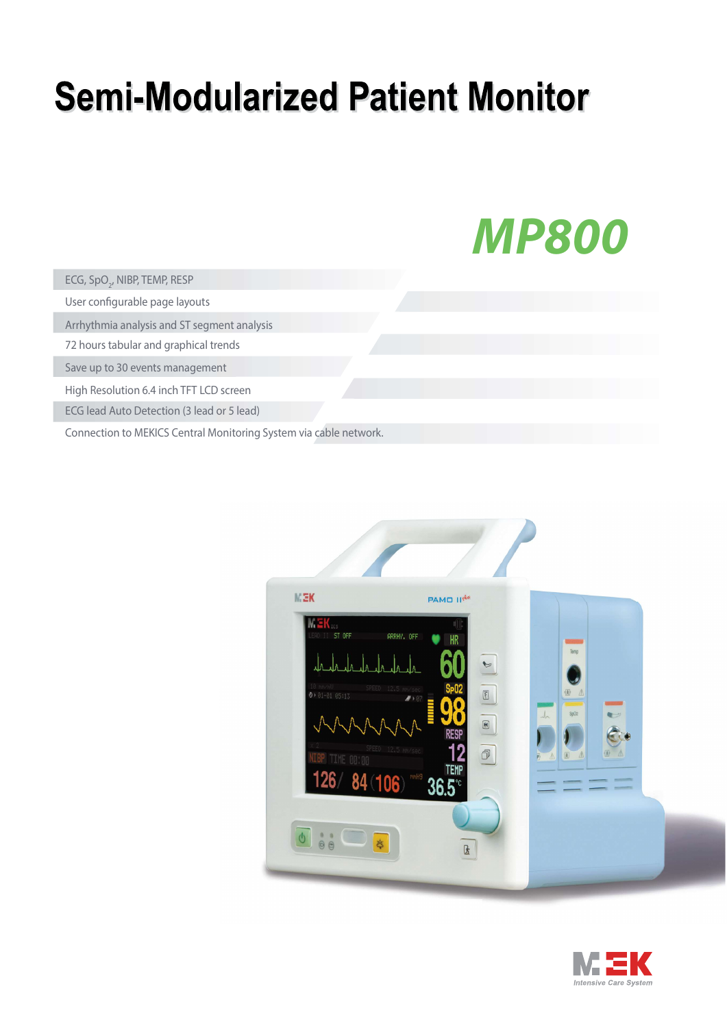# Semi-Modularized Patient Monitor

## MP800

- ECG, $SpO_2$, NIBP, TEMP, RESP
- User configurable page layouts
- Arrhythmia analysis and ST segment analysis
- 72 hours tabular and graphical trends
- Save up to 30 events management
- High Resolution 6.4 inch TFT LCD screen
- ECG lead Auto Detection (3 lead or 5 lead)
- Connection to MEKICS Central Monitoring System via cable network.

MEK Intensive Care System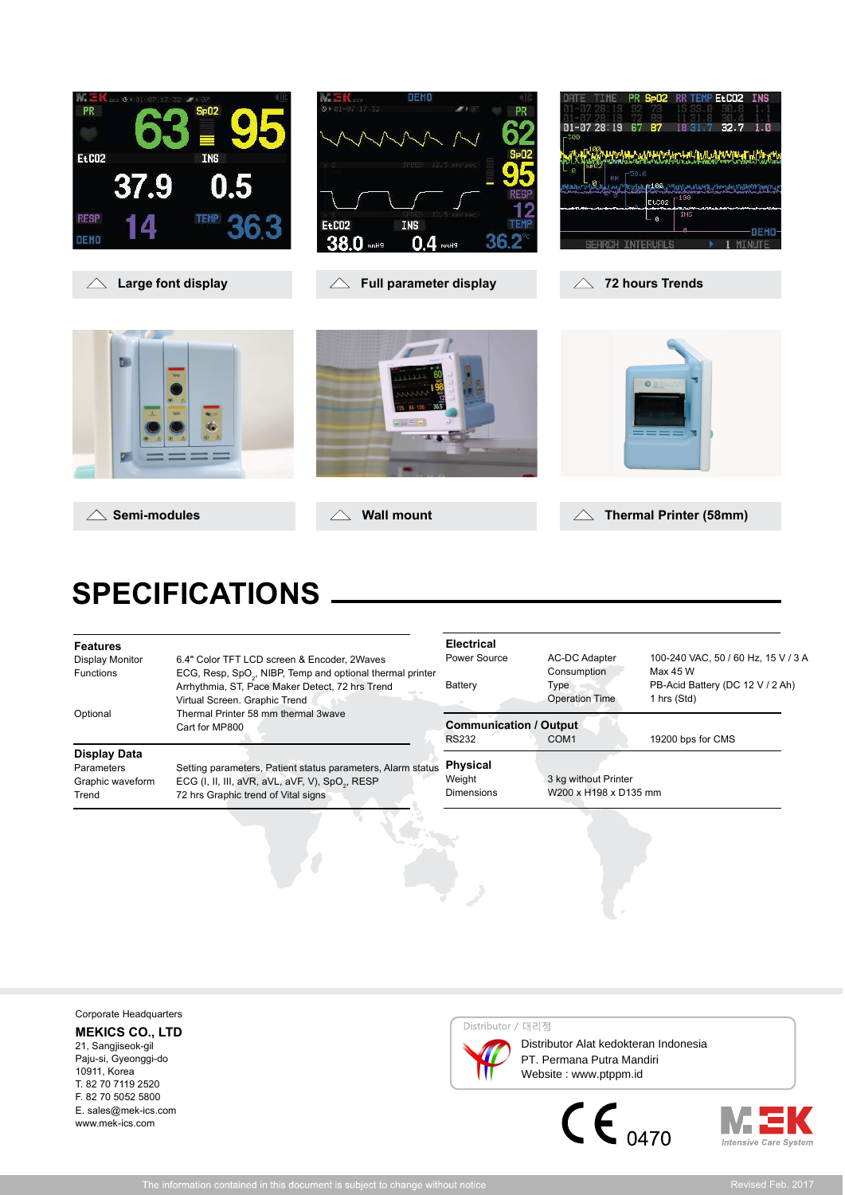Large font display

Full parameter display

72 hours Trends

Semi-modules

Wall mount

Thermal Printer (58mm)

# SPECIFICATIONS

| Features | |
|---|---|
| Display Monitor | 6.4" Color TFT LCD screen & Encoder, 2Waves |
| Functions | ECG, Resp, $SpO_2$, NIBP, Temp and optional thermal printer<br>Arrhythmia, ST, Pace Maker Detect, 72 hrs Trend<br>Virtual Screen. Graphic Trend |
| Optional | Thermal Printer 58 mm thermal 3wave<br>Cart for MP800 |

| Display Data | |
|---|---|
| Parameters | Setting parameters, Patient status parameters, Alarm status |
| Graphic waveform | ECG (I, II, III, aVR, aVL, aVF, V), $SpO_2$, RESP |
| Trend | 72 hrs Graphic trend of Vital signs |

| Electrical | | |
|---|---|---|
| Power Source | AC-DC Adapter | 100-240 VAC, 50 / 60 Hz, 15 V / 3 A |
| | Consumption | Max 45 W |
| Battery | Type | PB-Acid Battery (DC 12 V / 2 Ah) |
| | Operation Time | 1 hrs (Std) |

| Communication / Output | | |
|---|---|---|
| RS232 | COM1 | 19200 bps for CMS |

| Physical | |
|---|---|
| Weight | 3 kg without Printer |
| Dimensions | W200 x H198 x D135 mm |

Corporate Headquarters

**MEKICS CO., LTD**
21, Sangjiseok-gil
Paju-si, Gyeonggi-do
10911, Korea
T. 82 70 7119 2520
F. 82 70 5052 5800
E. sales@mek-ics.com
www.mek-ics.com

Distributor / 대리점

Distributor Alat kedokteran Indonesia
PT. Permana Putra Mandiri
Website : www.ptppm.id

CE 0470

MEK Intensive Care System

The information contained in this document is subject to change without notice

Revised Feb. 2017